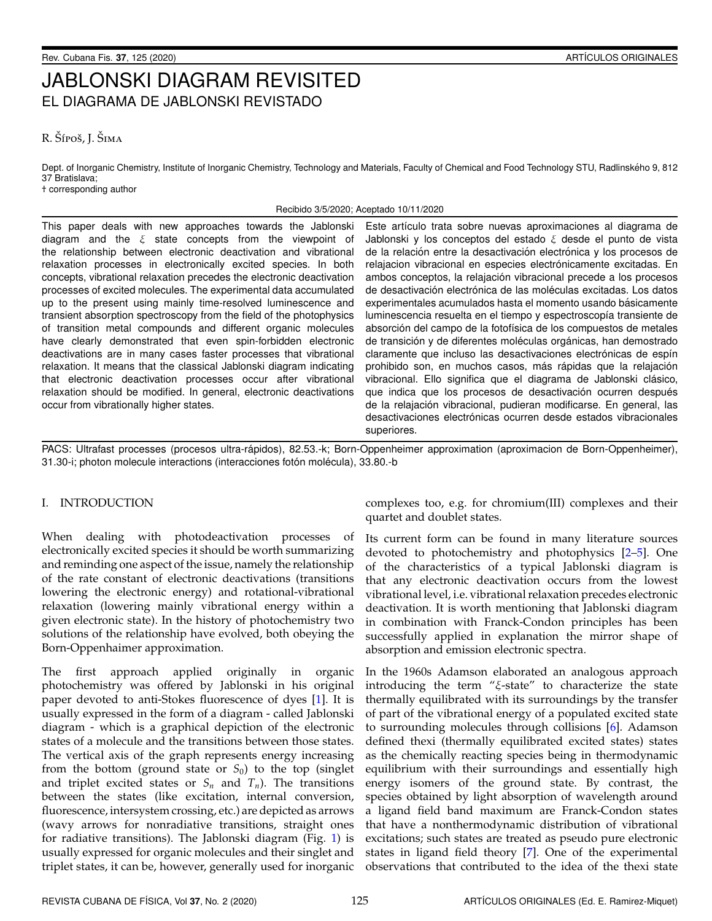# JABLONSKI DIAGRAM REVISITED

## EL DIAGRAMA DE JABLONSKI REVISTADO

R. Šípoš, J. Šima

Dept. of Inorganic Chemistry, Institute of Inorganic Chemistry, Technology and Materials, Faculty of Chemical and Food Technology STU, Radlinského 9, 812 37 Bratislava;
† corresponding author

Recibido 3/5/2020; Aceptado 10/11/2020

This paper deals with new approaches towards the Jablonski diagram and the $\xi$ state concepts from the viewpoint of the relationship between electronic deactivation and vibrational relaxation processes in electronically excited species. In both concepts, vibrational relaxation precedes the electronic deactivation processes of excited molecules. The experimental data accumulated up to the present using mainly time-resolved luminescence and transient absorption spectroscopy from the field of the photophysics of transition metal compounds and different organic molecules have clearly demonstrated that even spin-forbidden electronic deactivations are in many cases faster processes that vibrational relaxation. It means that the classical Jablonski diagram indicating that electronic deactivation processes occur after vibrational relaxation should be modified. In general, electronic deactivations occur from vibrationally higher states.

Este artículo trata sobre nuevas aproximaciones al diagrama de Jablonski y los conceptos del estado $\xi$ desde el punto de vista de la relación entre la desactivación electrónica y los procesos de relajacion vibracional en especies electrónicamente excitadas. En ambos conceptos, la relajación vibracional precede a los procesos de desactivación electrónica de las moléculas excitadas. Los datos experimentales acumulados hasta el momento usando básicamente luminescencia resuelta en el tiempo y espectroscopía transiente de absorción del campo de la fotofísica de los compuestos de metales de transición y de diferentes moléculas orgánicas, han demostrado claramente que incluso las desactivaciones electrónicas de espín prohibido son, en muchos casos, más rápidas que la relajación vibracional. Ello significa que el diagrama de Jablonski clásico, que indica que los procesos de desactivación ocurren después de la relajación vibracional, pudieran modificarse. En general, las desactivaciones electrónicas ocurren desde estados vibracionales superiores.

PACS: Ultrafast processes (procesos ultra-rápidos), 82.53.-k; Born-Oppenheimer approximation (aproximacion de Born-Oppenheimer), 31.30-i; photon molecule interactions (interacciones fotón molécula), 33.80.-b

## I. INTRODUCTION

When dealing with photodeactivation processes of electronically excited species it should be worth summarizing and reminding one aspect of the issue, namely the relationship of the rate constant of electronic deactivations (transitions lowering the electronic energy) and rotational-vibrational relaxation (lowering mainly vibrational energy within a given electronic state). In the history of photochemistry two solutions of the relationship have evolved, both obeying the Born-Oppenhaimer approximation.

The first approach applied originally in organic photochemistry was offered by Jablonski in his original paper devoted to anti-Stokes fluorescence of dyes [1]. It is usually expressed in the form of a diagram - called Jablonski diagram - which is a graphical depiction of the electronic states of a molecule and the transitions between those states. The vertical axis of the graph represents energy increasing from the bottom (ground state or $S_0$) to the top (singlet and triplet excited states or $S_n$ and $T_n$). The transitions between the states (like excitation, internal conversion, fluorescence, intersystem crossing, etc.) are depicted as arrows (wavy arrows for nonradiative transitions, straight ones for radiative transitions). The Jablonski diagram (Fig. 1) is usually expressed for organic molecules and their singlet and triplet states, it can be, however, generally used for inorganic complexes too, e.g. for chromium(III) complexes and their quartet and doublet states.

Its current form can be found in many literature sources devoted to photochemistry and photophysics [2–5]. One of the characteristics of a typical Jablonski diagram is that any electronic deactivation occurs from the lowest vibrational level, i.e. vibrational relaxation precedes electronic deactivation. It is worth mentioning that Jablonski diagram in combination with Franck-Condon principles has been successfully applied in explanation the mirror shape of absorption and emission electronic spectra.

In the 1960s Adamson elaborated an analogous approach introducing the term "$\xi$-state" to characterize the state thermally equilibrated with its surroundings by the transfer of part of the vibrational energy of a populated excited state to surrounding molecules through collisions [6]. Adamson defined thexi (thermally equilibrated excited states) states as the chemically reacting species being in thermodynamic equilibrium with their surroundings and essentially high energy isomers of the ground state. By contrast, the species obtained by light absorption of wavelength around a ligand field band maximum are Franck-Condon states that have a nonthermodynamic distribution of vibrational excitations; such states are treated as pseudo pure electronic states in ligand field theory [7]. One of the experimental observations that contributed to the idea of the thexi state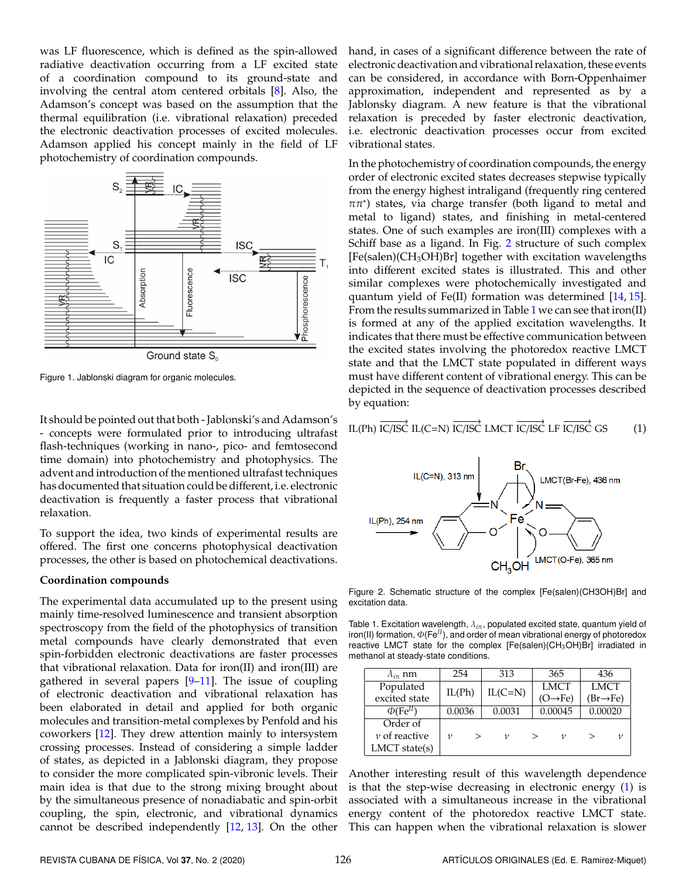was LF fluorescence, which is defined as the spin-allowed radiative deactivation occurring from a LF excited state of a coordination compound to its ground-state and involving the central atom centered orbitals [8]. Also, the Adamson's concept was based on the assumption that the thermal equilibration (i.e. vibrational relaxation) preceded the electronic deactivation processes of excited molecules. Adamson applied his concept mainly in the field of LF photochemistry of coordination compounds.

Figure 1. Jablonski diagram for organic molecules.

It should be pointed out that both - Jablonski's and Adamson's - concepts were formulated prior to introducing ultrafast flash-techniques (working in nano-, pico- and femtosecond time domain) into photochemistry and photophysics. The advent and introduction of the mentioned ultrafast techniques has documented that situation could be different, i.e. electronic deactivation is frequently a faster process that vibrational relaxation.

To support the idea, two kinds of experimental results are offered. The first one concerns photophysical deactivation processes, the other is based on photochemical deactivations.

**Coordination compounds**

The experimental data accumulated up to the present using mainly time-resolved luminescence and transient absorption spectroscopy from the field of the photophysics of transition metal compounds have clearly demonstrated that even spin-forbidden electronic deactivations are faster processes that vibrational relaxation. Data for iron(II) and iron(III) are gathered in several papers [9–11]. The issue of coupling of electronic deactivation and vibrational relaxation has been elaborated in detail and applied for both organic molecules and transition-metal complexes by Penfold and his coworkers [12]. They drew attention mainly to intersystem crossing processes. Instead of considering a simple ladder of states, as depicted in a Jablonski diagram, they propose to consider the more complicated spin-vibronic levels. Their main idea is that due to the strong mixing brought about by the simultaneous presence of nonadiabatic and spin-orbit coupling, the spin, electronic, and vibrational dynamics cannot be described independently [12, 13]. On the other hand, in cases of a significant difference between the rate of electronic deactivation and vibrational relaxation, these events can be considered, in accordance with Born-Oppenhaimer approximation, independent and represented as by a Jablonsky diagram. A new feature is that the vibrational relaxation is preceded by faster electronic deactivation, i.e. electronic deactivation processes occur from excited vibrational states.

In the photochemistry of coordination compounds, the energy order of electronic excited states decreases stepwise typically from the energy highest intraligand (frequently ring centered $\pi\pi^*$) states, via charge transfer (both ligand to metal and metal to ligand) states, and finishing in metal-centered states. One of such examples are iron(III) complexes with a Schiff base as a ligand. In Fig. 2 structure of such complex [Fe(salen)($CH_3OH$)Br] together with excitation wavelengths into different excited states is illustrated. This and other similar complexes were photochemically investigated and quantum yield of Fe(II) formation was determined [14, 15]. From the results summarized in Table 1 we can see that iron(II) is formed at any of the applied excitation wavelengths. It indicates that there must be effective communication between the excited states involving the photoredox reactive LMCT state and that the LMCT state populated in different ways must have different content of vibrational energy. This can be depicted in the sequence of deactivation processes described by equation:

$$\text{IL(Ph)} \overrightarrow{\text{IC/ISC}} \text{IL(C=N)} \overrightarrow{\text{IC/ISC}} \text{LMCT} \overrightarrow{\text{IC/ISC}} \text{LF} \overrightarrow{\text{IC/ISC}} \text{GS} \qquad (1)$$

Figure 2. Schematic structure of the complex [Fe(salen)(CH3OH)Br] and excitation data.

Table 1. Excitation wavelength, $\lambda_{irr}$ nm, populated excited state, quantum yield of iron(II) formation, $\Phi(Fe^{II})$, and order of mean vibrational energy of photoredox reactive LMCT state for the complex [Fe(salen)($CH_3OH$)Br] irradiated in methanol at steady-state conditions.

| $\lambda_{irr}$ nm | 254 | 313 | 365 | 436 |
|---|---|---|---|---|
| Populated excited state | IL(Ph) | IL(C=N) | LMCT (O→Fe) | LMCT (Br→Fe) |
| $\Phi(Fe^{II})$ | 0.0036 | 0.0031 | 0.00045 | 0.00020 |
| Order of $\nu$ of reactive LMCT state(s) | $\nu$ > | $\nu$ > | $\nu$ > | $\nu$ |

Another interesting result of this wavelength dependence is that the step-wise decreasing in electronic energy (1) is associated with a simultaneous increase in the vibrational energy content of the photoredox reactive LMCT state. This can happen when the vibrational relaxation is slower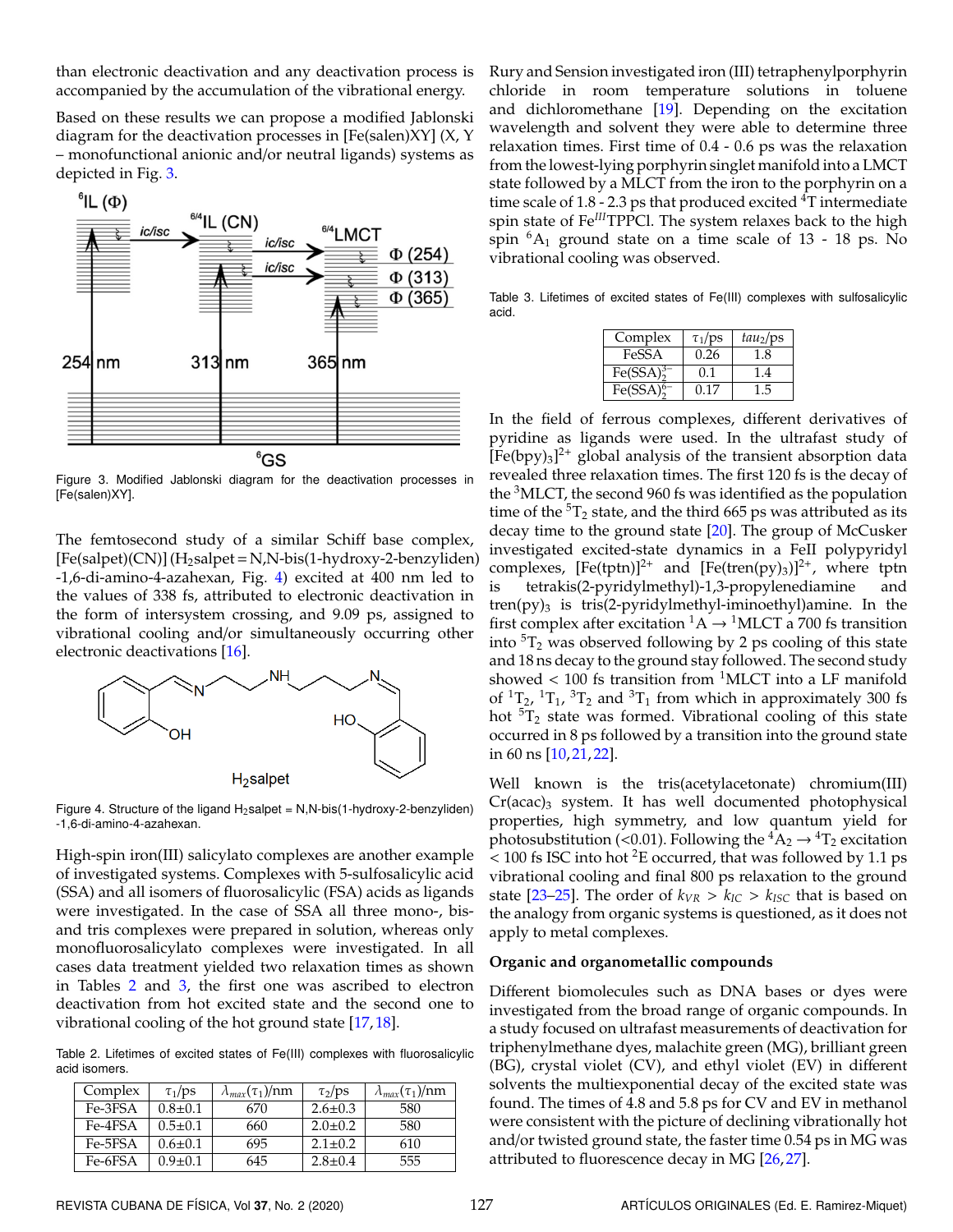than electronic deactivation and any deactivation process is accompanied by the accumulation of the vibrational energy.

Based on these results we can propose a modified Jablonski diagram for the deactivation processes in [Fe(salen)XY] (X, Y – monofunctional anionic and/or neutral ligands) systems as depicted in Fig. 3.

Figure 3. Modified Jablonski diagram for the deactivation processes in [Fe(salen)XY].

The femtosecond study of a similar Schiff base complex, [Fe(salpet)(CN)] ($H_2$salpet = N,N-bis(1-hydroxy-2-benzyliden) -1,6-di-amino-4-azahexan, Fig. 4) excited at 400 nm led to the values of 338 fs, attributed to electronic deactivation in the form of intersystem crossing, and 9.09 ps, assigned to vibrational cooling and/or simultaneously occurring other electronic deactivations [16].

Figure 4. Structure of the ligand $H_2$salpet = N,N-bis(1-hydroxy-2-benzyliden) -1,6-di-amino-4-azahexan.

High-spin iron(III) salicylato complexes are another example of investigated systems. Complexes with 5-sulfosalicylic acid (SSA) and all isomers of fluorosalicylic (FSA) acids as ligands were investigated. In the case of SSA all three mono-, bis- and tris complexes were prepared in solution, whereas only monofluorosalicylato complexes were investigated. In all cases data treatment yielded two relaxation times as shown in Tables 2 and 3, the first one was ascribed to electron deactivation from hot excited state and the second one to vibrational cooling of the hot ground state [17, 18].

Table 2. Lifetimes of excited states of Fe(III) complexes with fluorosalicylic acid isomers.

| Complex | $\tau_1$/ps | $\lambda_{max}(\tau_1)$/nm | $\tau_2$/ps | $\lambda_{max}(\tau_1)$/nm |
|---|---|---|---|---|
| Fe-3FSA | 0.8±0.1 | 670 | 2.6±0.3 | 580 |
| Fe-4FSA | 0.5±0.1 | 660 | 2.0±0.2 | 580 |
| Fe-5FSA | 0.6±0.1 | 695 | 2.1±0.2 | 610 |
| Fe-6FSA | 0.9±0.1 | 645 | 2.8±0.4 | 555 |

Rury and Sension investigated iron (III) tetraphenylporphyrin chloride in room temperature solutions in toluene and dichloromethane [19]. Depending on the excitation wavelength and solvent they were able to determine three relaxation times. First time of 0.4 - 0.6 ps was the relaxation from the lowest-lying porphyrin singlet manifold into a LMCT state followed by a MLCT from the iron to the porphyrin on a time scale of 1.8 - 2.3 ps that produced excited $^4$T intermediate spin state of $Fe^{III}$TPPCl. The system relaxes back to the high spin $^6A_1$ ground state on a time scale of 13 - 18 ps. No vibrational cooling was observed.

Table 3. Lifetimes of excited states of Fe(III) complexes with sulfosalicylic acid.

| Complex | $\tau_1$/ps | $tau_2$/ps |
|---|---|---|
| FeSSA | 0.26 | 1.8 |
| $Fe(SSA)_2^{3-}$ | 0.1 | 1.4 |
| $Fe(SSA)_2^{6-}$ | 0.17 | 1.5 |

In the field of ferrous complexes, different derivatives of pyridine as ligands were used. In the ultrafast study of $[Fe(bpy)_3]^{2+}$ global analysis of the transient absorption data revealed three relaxation times. The first 120 fs is the decay of the $^3$MLCT, the second 960 fs was identified as the population time of the $^5T_2$ state, and the third 665 ps was attributed as its decay time to the ground state [20]. The group of McCusker investigated excited-state dynamics in a FeII polypyridyl complexes, $[Fe(tptn)]^{2+}$ and $[Fe(tren(py)_3)]^{2+}$, where tptn is tetrakis(2-pyridylmethyl)-1,3-propylenediamine and tren(py)$_3$ is tris(2-pyridylmethyl-iminoethyl)amine. In the first complex after excitation $^1A \rightarrow {}^1$MLCT a 700 fs transition into $^5T_2$ was observed following by 2 ps cooling of this state and 18 ns decay to the ground stay followed. The second study showed < 100 fs transition from $^1$MLCT into a LF manifold of $^1T_2$, $^1T_1$, $^3T_2$ and $^3T_1$ from which in approximately 300 fs hot $^5T_2$ state was formed. Vibrational cooling of this state occurred in 8 ps followed by a transition into the ground state in 60 ns [10, 21, 22].

Well known is the tris(acetylacetonate) chromium(III) $Cr(acac)_3$ system. It has well documented photophysical properties, high symmetry, and low quantum yield for photosubstitution (<0.01). Following the $^4A_2 \rightarrow {}^4T_2$ excitation < 100 fs ISC into hot $^2$E occurred, that was followed by 1.1 ps vibrational cooling and final 800 ps relaxation to the ground state [23–25]. The order of $k_{VR} > k_{IC} > k_{ISC}$ that is based on the analogy from organic systems is questioned, as it does not apply to metal complexes.

### Organic and organometallic compounds

Different biomolecules such as DNA bases or dyes were investigated from the broad range of organic compounds. In a study focused on ultrafast measurements of deactivation for triphenylmethane dyes, malachite green (MG), brilliant green (BG), crystal violet (CV), and ethyl violet (EV) in different solvents the multiexponential decay of the excited state was found. The times of 4.8 and 5.8 ps for CV and EV in methanol were consistent with the picture of declining vibrationally hot and/or twisted ground state, the faster time 0.54 ps in MG was attributed to fluorescence decay in MG [26, 27].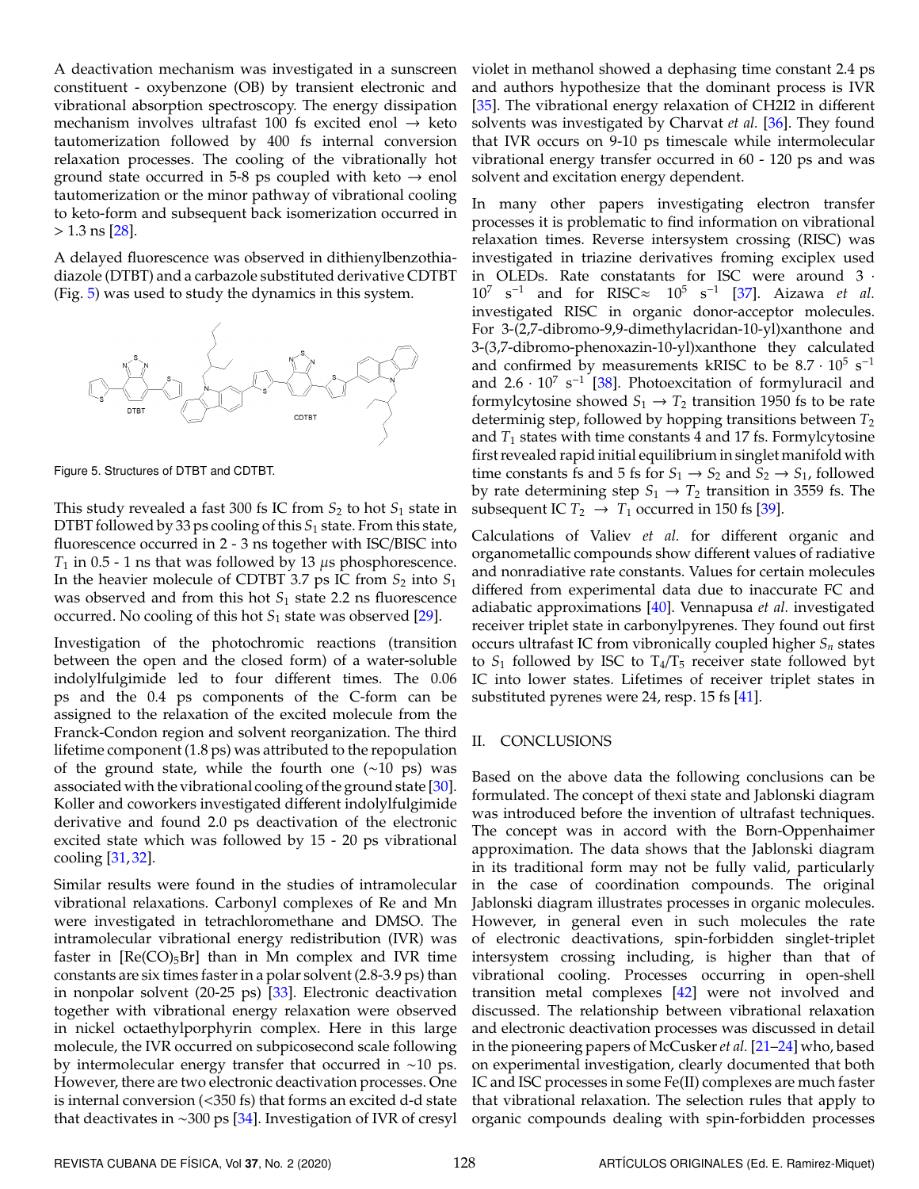A deactivation mechanism was investigated in a sunscreen constituent - oxybenzone (OB) by transient electronic and vibrational absorption spectroscopy. The energy dissipation mechanism involves ultrafast 100 fs excited enol → keto tautomerization followed by 400 fs internal conversion relaxation processes. The cooling of the vibrationally hot ground state occurred in 5-8 ps coupled with keto → enol tautomerization or the minor pathway of vibrational cooling to keto-form and subsequent back isomerization occurred in > 1.3 ns [28].

A delayed fluorescence was observed in dithienylbenzothiadiazole (DTBT) and a carbazole substituted derivative CDTBT (Fig. 5) was used to study the dynamics in this system.

Figure 5. Structures of DTBT and CDTBT.

This study revealed a fast 300 fs IC from $S_2$ to hot $S_1$ state in DTBT followed by 33 ps cooling of this $S_1$ state. From this state, fluorescence occurred in 2 - 3 ns together with ISC/BISC into $T_1$ in 0.5 - 1 ns that was followed by 13 $\mu$s phosphorescence. In the heavier molecule of CDTBT 3.7 ps IC from $S_2$ into $S_1$ was observed and from this hot $S_1$ state 2.2 ns fluorescence occurred. No cooling of this hot $S_1$ state was observed [29].

Investigation of the photochromic reactions (transition between the open and the closed form) of a water-soluble indolylfulgimide led to four different times. The 0.06 ps and the 0.4 ps components of the C-form can be assigned to the relaxation of the excited molecule from the Franck-Condon region and solvent reorganization. The third lifetime component (1.8 ps) was attributed to the repopulation of the ground state, while the fourth one (~10 ps) was associated with the vibrational cooling of the ground state [30]. Koller and coworkers investigated different indolylfulgimide derivative and found 2.0 ps deactivation of the electronic excited state which was followed by 15 - 20 ps vibrational cooling [31,32].

Similar results were found in the studies of intramolecular vibrational relaxations. Carbonyl complexes of Re and Mn were investigated in tetrachloromethane and DMSO. The intramolecular vibrational energy redistribution (IVR) was faster in $[Re(CO)_5Br]$ than in Mn complex and IVR time constants are six times faster in a polar solvent (2.8-3.9 ps) than in nonpolar solvent (20-25 ps) [33]. Electronic deactivation together with vibrational energy relaxation were observed in nickel octaethylporphyrin complex. Here in this large molecule, the IVR occurred on subpicosecond scale following by intermolecular energy transfer that occurred in ~10 ps. However, there are two electronic deactivation processes. One is internal conversion (<350 fs) that forms an excited d-d state that deactivates in ~300 ps [34]. Investigation of IVR of cresyl violet in methanol showed a dephasing time constant 2.4 ps and authors hypothesize that the dominant process is IVR [35]. The vibrational energy relaxation of CH2I2 in different solvents was investigated by Charvat *et al.* [36]. They found that IVR occurs on 9-10 ps timescale while intermolecular vibrational energy transfer occurred in 60 - 120 ps and was solvent and excitation energy dependent.

In many other papers investigating electron transfer processes it is problematic to find information on vibrational relaxation times. Reverse intersystem crossing (RISC) was investigated in triazine derivatives froming exciplex used in OLEDs. Rate constatants for ISC were around $3 \cdot 10^7$ $s^{-1}$ and for RISC≈ $10^5$ $s^{-1}$ [37]. Aizawa *et al.* investigated RISC in organic donor-acceptor molecules. For 3-(2,7-dibromo-9,9-dimethylacridan-10-yl)xanthone and 3-(3,7-dibromo-phenoxazin-10-yl)xanthone they calculated and confirmed by measurements kRISC to be $8.7 \cdot 10^5$ $s^{-1}$ and $2.6 \cdot 10^7$ $s^{-1}$ [38]. Photoexcitation of formyluracil and formylcytosine showed $S_1 \rightarrow T_2$ transition 1950 fs to be rate determinig step, followed by hopping transitions between $T_2$ and $T_1$ states with time constants 4 and 17 fs. Formylcytosine first revealed rapid initial equilibrium in singlet manifold with time constants fs and 5 fs for $S_1 \rightarrow S_2$ and $S_2 \rightarrow S_1$, followed by rate determining step $S_1 \rightarrow T_2$ transition in 3559 fs. The subsequent IC $T_2 \rightarrow T_1$ occurred in 150 fs [39].

Calculations of Valiev *et al.* for different organic and organometallic compounds show different values of radiative and nonradiative rate constants. Values for certain molecules differed from experimental data due to inaccurate FC and adiabatic approximations [40]. Vennapusa *et al.* investigated receiver triplet state in carbonylpyrenes. They found out first occurs ultrafast IC from vibronically coupled higher $S_n$ states to $S_1$ followed by ISC to $T_4/T_5$ receiver state followed byt IC into lower states. Lifetimes of receiver triplet states in substituted pyrenes were 24, resp. 15 fs [41].

## II. CONCLUSIONS

Based on the above data the following conclusions can be formulated. The concept of thexi state and Jablonski diagram was introduced before the invention of ultrafast techniques. The concept was in accord with the Born-Oppenhaimer approximation. The data shows that the Jablonski diagram in its traditional form may not be fully valid, particularly in the case of coordination compounds. The original Jablonski diagram illustrates processes in organic molecules. However, in general even in such molecules the rate of electronic deactivations, spin-forbidden singlet-triplet intersystem crossing including, is higher than that of vibrational cooling. Processes occurring in open-shell transition metal complexes [42] were not involved and discussed. The relationship between vibrational relaxation and electronic deactivation processes was discussed in detail in the pioneering papers of McCusker *et al.* [21–24] who, based on experimental investigation, clearly documented that both IC and ISC processes in some Fe(II) complexes are much faster that vibrational relaxation. The selection rules that apply to organic compounds dealing with spin-forbidden processes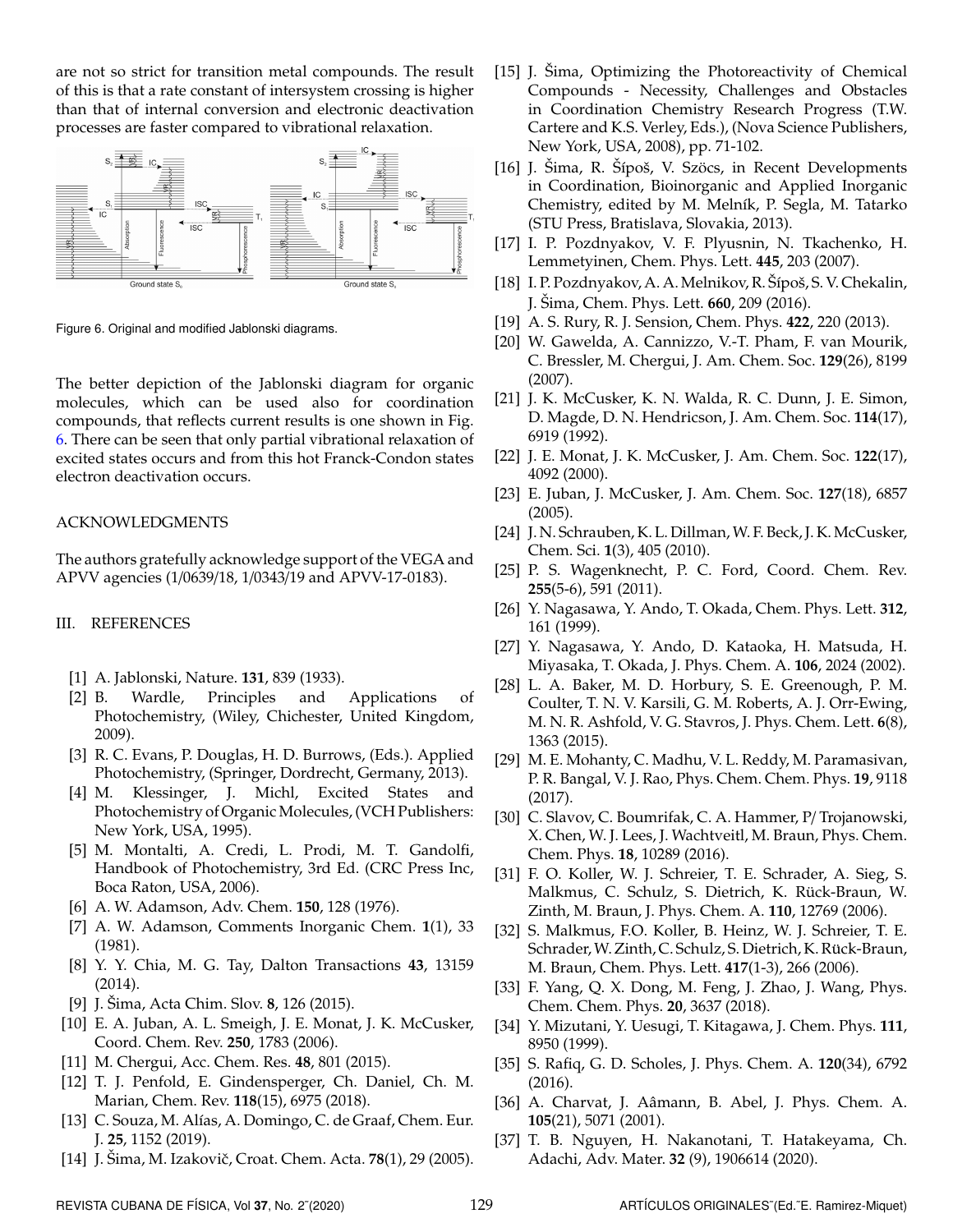are not so strict for transition metal compounds. The result of this is that a rate constant of intersystem crossing is higher than that of internal conversion and electronic deactivation processes are faster compared to vibrational relaxation.

Figure 6. Original and modified Jablonski diagrams.

The better depiction of the Jablonski diagram for organic molecules, which can be used also for coordination compounds, that reflects current results is one shown in Fig. 6. There can be seen that only partial vibrational relaxation of excited states occurs and from this hot Franck-Condon states electron deactivation occurs.

## ACKNOWLEDGMENTS

The authors gratefully acknowledge support of the VEGA and APVV agencies (1/0639/18, 1/0343/19 and APVV-17-0183).

## III. REFERENCES

[1] A. Jablonski, Nature. **131**, 839 (1933).

[2] B. Wardle, Principles and Applications of Photochemistry, (Wiley, Chichester, United Kingdom, 2009).

[3] R. C. Evans, P. Douglas, H. D. Burrows, (Eds.). Applied Photochemistry, (Springer, Dordrecht, Germany, 2013).

[4] M. Klessinger, J. Michl, Excited States and Photochemistry of Organic Molecules, (VCH Publishers: New York, USA, 1995).

[5] M. Montalti, A. Credi, L. Prodi, M. T. Gandolfi, Handbook of Photochemistry, 3rd Ed. (CRC Press Inc, Boca Raton, USA, 2006).

[6] A. W. Adamson, Adv. Chem. **150**, 128 (1976).

[7] A. W. Adamson, Comments Inorganic Chem. **1**(1), 33 (1981).

[8] Y. Y. Chia, M. G. Tay, Dalton Transactions **43**, 13159 (2014).

[9] J. Šima, Acta Chim. Slov. **8**, 126 (2015).

[10] E. A. Juban, A. L. Smeigh, J. E. Monat, J. K. McCusker, Coord. Chem. Rev. **250**, 1783 (2006).

[11] M. Chergui, Acc. Chem. Res. **48**, 801 (2015).

[12] T. J. Penfold, E. Gindensperger, Ch. Daniel, Ch. M. Marian, Chem. Rev. **118**(15), 6975 (2018).

[13] C. Souza, M. Alías, A. Domingo, C. de Graaf, Chem. Eur. J. **25**, 1152 (2019).

[14] J. Šima, M. Izakovič, Croat. Chem. Acta. **78**(1), 29 (2005).

[15] J. Šima, Optimizing the Photoreactivity of Chemical Compounds - Necessity, Challenges and Obstacles in Coordination Chemistry Research Progress (T.W. Cartere and K.S. Verley, Eds.), (Nova Science Publishers, New York, USA, 2008), pp. 71-102.

[16] J. Šima, R. Šípoš, V. Szöcs, in Recent Developments in Coordination, Bioinorganic and Applied Inorganic Chemistry, edited by M. Melník, P. Segla, M. Tatarko (STU Press, Bratislava, Slovakia, 2013).

[17] I. P. Pozdnyakov, V. F. Plyusnin, N. Tkachenko, H. Lemmetyinen, Chem. Phys. Lett. **445**, 203 (2007).

[18] I. P. Pozdnyakov, A. A. Melnikov, R. Šípoš, S. V. Chekalin, J. Šima, Chem. Phys. Lett. **660**, 209 (2016).

[19] A. S. Rury, R. J. Sension, Chem. Phys. **422**, 220 (2013).

[20] W. Gawelda, A. Cannizzo, V.-T. Pham, F. van Mourik, C. Bressler, M. Chergui, J. Am. Chem. Soc. **129**(26), 8199 (2007).

[21] J. K. McCusker, K. N. Walda, R. C. Dunn, J. E. Simon, D. Magde, D. N. Hendricson, J. Am. Chem. Soc. **114**(17), 6919 (1992).

[22] J. E. Monat, J. K. McCusker, J. Am. Chem. Soc. **122**(17), 4092 (2000).

[23] E. Juban, J. McCusker, J. Am. Chem. Soc. **127**(18), 6857 (2005).

[24] J. N. Schrauben, K. L. Dillman, W. F. Beck, J. K. McCusker, Chem. Sci. **1**(3), 405 (2010).

[25] P. S. Wagenknecht, P. C. Ford, Coord. Chem. Rev. **255**(5-6), 591 (2011).

[26] Y. Nagasawa, Y. Ando, T. Okada, Chem. Phys. Lett. **312**, 161 (1999).

[27] Y. Nagasawa, Y. Ando, D. Kataoka, H. Matsuda, H. Miyasaka, T. Okada, J. Phys. Chem. A. **106**, 2024 (2002).

[28] L. A. Baker, M. D. Horbury, S. E. Greenough, P. M. Coulter, T. N. V. Karsili, G. M. Roberts, A. J. Orr-Ewing, M. N. R. Ashfold, V. G. Stavros, J. Phys. Chem. Lett. **6**(8), 1363 (2015).

[29] M. E. Mohanty, C. Madhu, V. L. Reddy, M. Paramasivan, P. R. Bangal, V. J. Rao, Phys. Chem. Chem. Phys. **19**, 9118 (2017).

[30] C. Slavov, C. Boumrifak, C. A. Hammer, P/ Trojanowski, X. Chen, W. J. Lees, J. Wachtveitl, M. Braun, Phys. Chem. Chem. Phys. **18**, 10289 (2016).

[31] F. O. Koller, W. J. Schreier, T. E. Schrader, A. Sieg, S. Malkmus, C. Schulz, S. Dietrich, K. Rück-Braun, W. Zinth, M. Braun, J. Phys. Chem. A. **110**, 12769 (2006).

[32] S. Malkmus, F.O. Koller, B. Heinz, W. J. Schreier, T. E. Schrader, W. Zinth, C. Schulz, S. Dietrich, K. Rück-Braun, M. Braun, Chem. Phys. Lett. **417**(1-3), 266 (2006).

[33] F. Yang, Q. X. Dong, M. Feng, J. Zhao, J. Wang, Phys. Chem. Chem. Phys. **20**, 3637 (2018).

[34] Y. Mizutani, Y. Uesugi, T. Kitagawa, J. Chem. Phys. **111**, 8950 (1999).

[35] S. Rafiq, G. D. Scholes, J. Phys. Chem. A. **120**(34), 6792 (2016).

[36] A. Charvat, J. Aâmann, B. Abel, J. Phys. Chem. A. **105**(21), 5071 (2001).

[37] T. B. Nguyen, H. Nakanotani, T. Hatakeyama, Ch. Adachi, Adv. Mater. **32** (9), 1906614 (2020).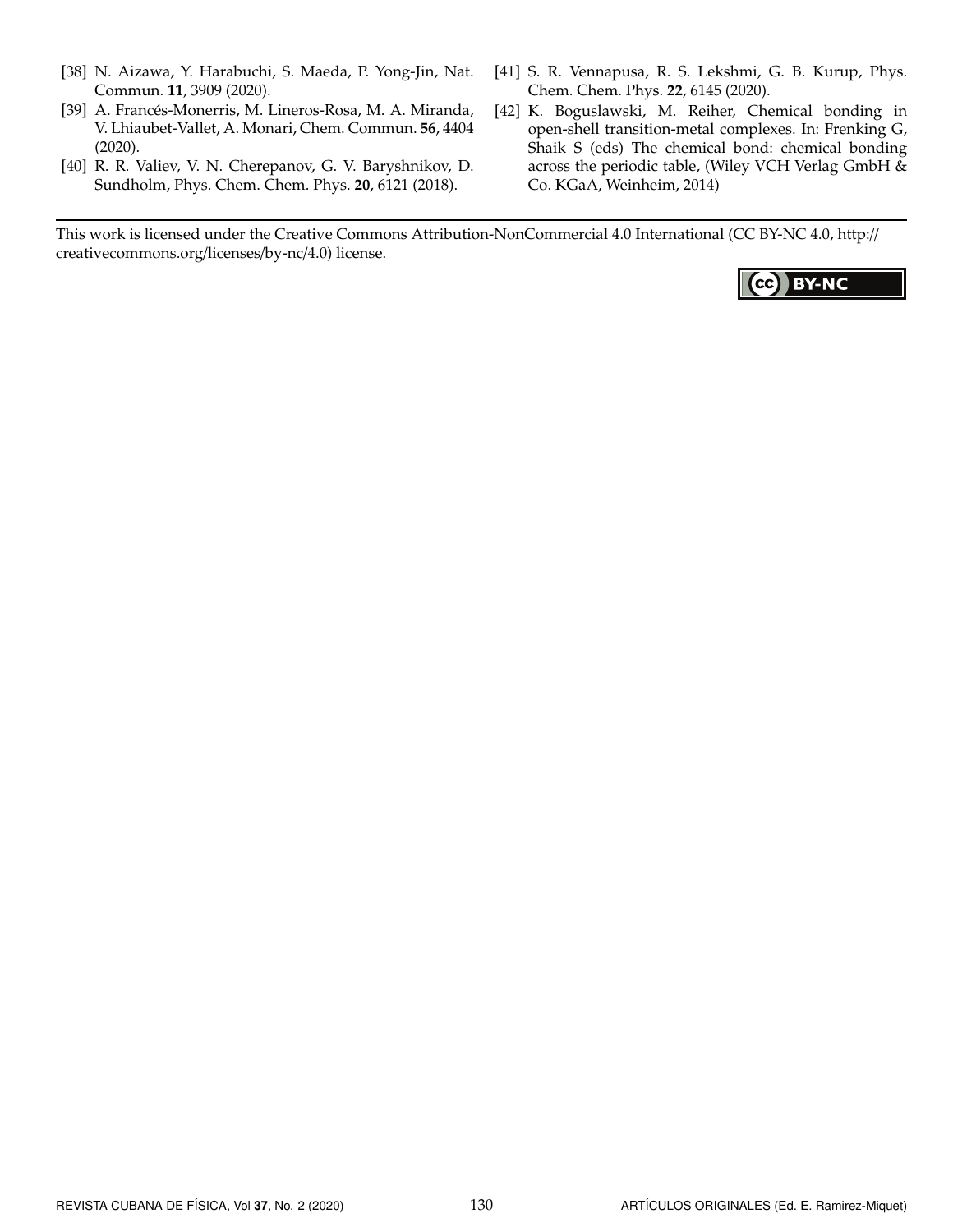[38] N. Aizawa, Y. Harabuchi, S. Maeda, P. Yong-Jin, Nat. Commun. **11**, 3909 (2020).

[39] A. Francés-Monerris, M. Lineros-Rosa, M. A. Miranda, V. Lhiaubet-Vallet, A. Monari, Chem. Commun. **56**, 4404 (2020).

[40] R. R. Valiev, V. N. Cherepanov, G. V. Baryshnikov, D. Sundholm, Phys. Chem. Chem. Phys. **20**, 6121 (2018).

[41] S. R. Vennapusa, R. S. Lekshmi, G. B. Kurup, Phys. Chem. Chem. Phys. **22**, 6145 (2020).

[42] K. Boguslawski, M. Reiher, Chemical bonding in open-shell transition-metal complexes. In: Frenking G, Shaik S (eds) The chemical bond: chemical bonding across the periodic table, (Wiley VCH Verlag GmbH & Co. KGaA, Weinheim, 2014)

---

This work is licensed under the Creative Commons Attribution-NonCommercial 4.0 International (CC BY-NC 4.0, http://creativecommons.org/licenses/by-nc/4.0) license.

CC BY-NC